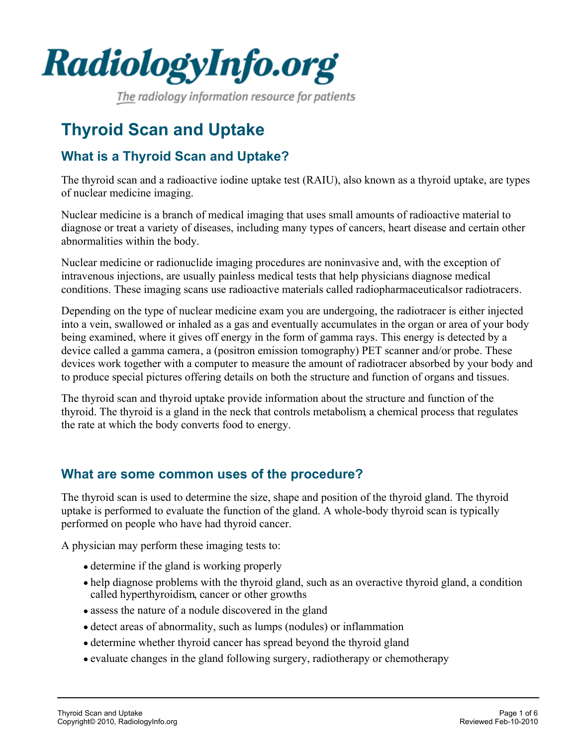# RadiologyInfo.org

*The radiology information resource for patients*

# Thyroid Scan and Uptake

## What is a Thyroid Scan and Uptake?

The thyroid scan and a radioactive iodine uptake test (RAIU), also known as a thyroid uptake, are types of nuclear medicine imaging.

Nuclear medicine is a branch of medical imaging that uses small amounts of radioactive material to diagnose or treat a variety of diseases, including many types of cancers, heart disease and certain other abnormalities within the body.

Nuclear medicine or radionuclide imaging procedures are noninvasive and, with the exception of intravenous injections, are usually painless medical tests that help physicians diagnose medical conditions. These imaging scans use radioactive materials called radiopharmaceuticalsor radiotracers.

Depending on the type of nuclear medicine exam you are undergoing, the radiotracer is either injected into a vein, swallowed or inhaled as a gas and eventually accumulates in the organ or area of your body being examined, where it gives off energy in the form of gamma rays. This energy is detected by a device called a gamma camera, a (positron emission tomography) PET scanner and/or probe. These devices work together with a computer to measure the amount of radiotracer absorbed by your body and to produce special pictures offering details on both the structure and function of organs and tissues.

The thyroid scan and thyroid uptake provide information about the structure and function of the thyroid. The thyroid is a gland in the neck that controls metabolism, a chemical process that regulates the rate at which the body converts food to energy.

## What are some common uses of the procedure?

The thyroid scan is used to determine the size, shape and position of the thyroid gland. The thyroid uptake is performed to evaluate the function of the gland. A whole-body thyroid scan is typically performed on people who have had thyroid cancer.

A physician may perform these imaging tests to:

- determine if the gland is working properly
- help diagnose problems with the thyroid gland, such as an overactive thyroid gland, a condition called hyperthyroidism, cancer or other growths
- assess the nature of a nodule discovered in the gland
- detect areas of abnormality, such as lumps (nodules) or inflammation
- determine whether thyroid cancer has spread beyond the thyroid gland
- evaluate changes in the gland following surgery, radiotherapy or chemotherapy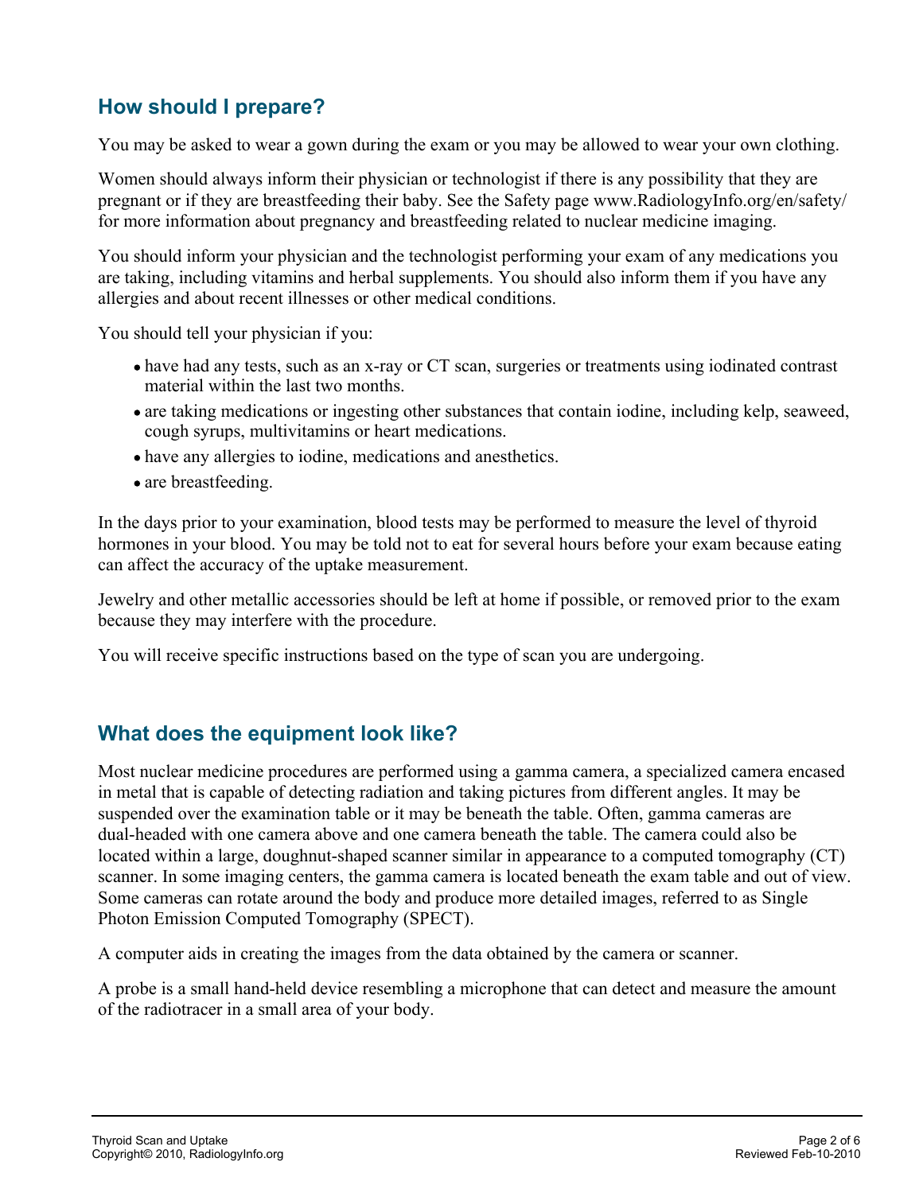## How should I prepare?

You may be asked to wear a gown during the exam or you may be allowed to wear your own clothing.

Women should always inform their physician or technologist if there is any possibility that they are pregnant or if they are breastfeeding their baby. See the Safety page www.RadiologyInfo.org/en/safety/ for more information about pregnancy and breastfeeding related to nuclear medicine imaging.

You should inform your physician and the technologist performing your exam of any medications you are taking, including vitamins and herbal supplements. You should also inform them if you have any allergies and about recent illnesses or other medical conditions.

You should tell your physician if you:

- have had any tests, such as an x-ray or CT scan, surgeries or treatments using iodinated contrast material within the last two months.
- are taking medications or ingesting other substances that contain iodine, including kelp, seaweed, cough syrups, multivitamins or heart medications.
- have any allergies to iodine, medications and anesthetics.
- are breastfeeding.

In the days prior to your examination, blood tests may be performed to measure the level of thyroid hormones in your blood. You may be told not to eat for several hours before your exam because eating can affect the accuracy of the uptake measurement.

Jewelry and other metallic accessories should be left at home if possible, or removed prior to the exam because they may interfere with the procedure.

You will receive specific instructions based on the type of scan you are undergoing.

## What does the equipment look like?

Most nuclear medicine procedures are performed using a gamma camera, a specialized camera encased in metal that is capable of detecting radiation and taking pictures from different angles. It may be suspended over the examination table or it may be beneath the table. Often, gamma cameras are dual-headed with one camera above and one camera beneath the table. The camera could also be located within a large, doughnut-shaped scanner similar in appearance to a computed tomography (CT) scanner. In some imaging centers, the gamma camera is located beneath the exam table and out of view. Some cameras can rotate around the body and produce more detailed images, referred to as Single Photon Emission Computed Tomography (SPECT).

A computer aids in creating the images from the data obtained by the camera or scanner.

A probe is a small hand-held device resembling a microphone that can detect and measure the amount of the radiotracer in a small area of your body.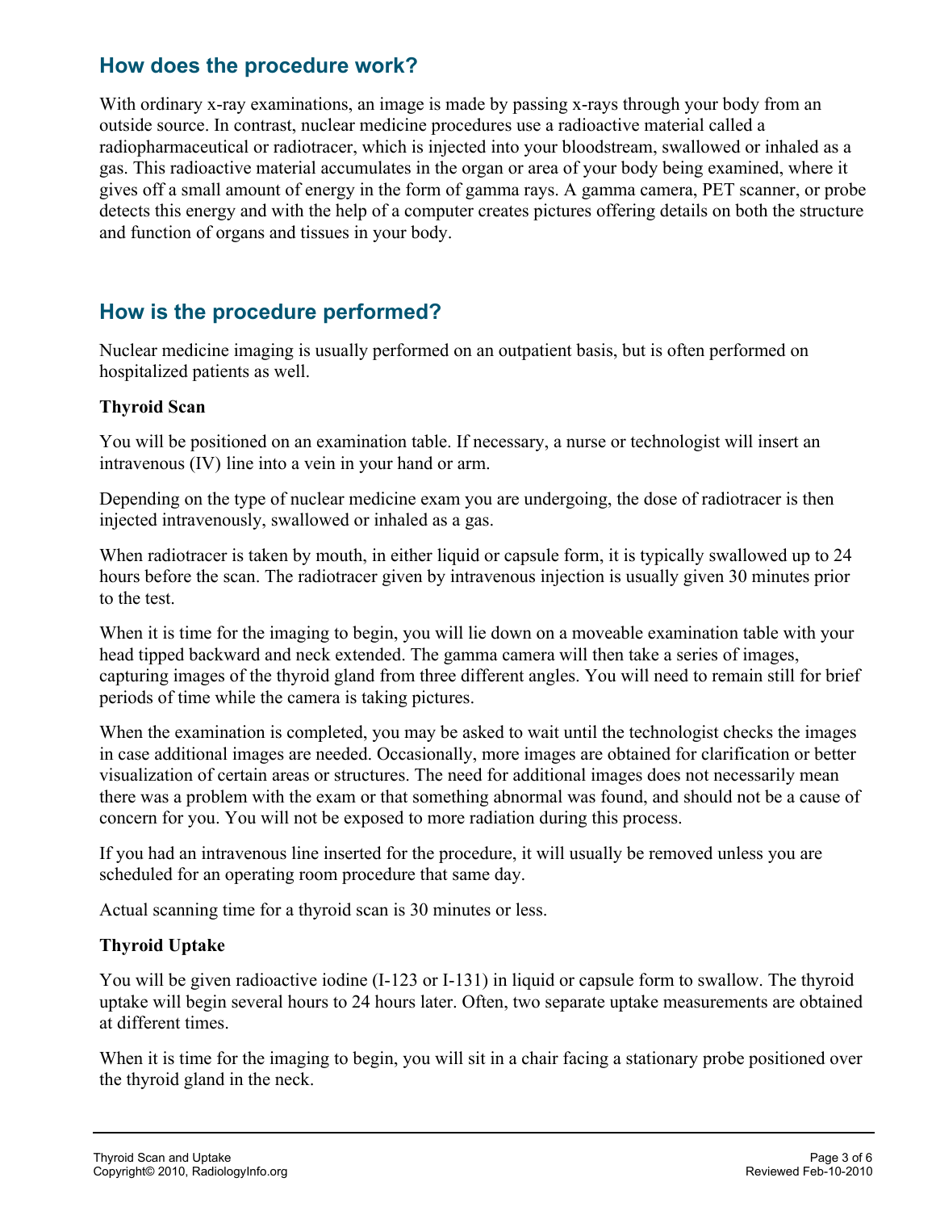## How does the procedure work?

With ordinary x-ray examinations, an image is made by passing x-rays through your body from an outside source. In contrast, nuclear medicine procedures use a radioactive material called a radiopharmaceutical or radiotracer, which is injected into your bloodstream, swallowed or inhaled as a gas. This radioactive material accumulates in the organ or area of your body being examined, where it gives off a small amount of energy in the form of gamma rays. A gamma camera, PET scanner, or probe detects this energy and with the help of a computer creates pictures offering details on both the structure and function of organs and tissues in your body.

## How is the procedure performed?

Nuclear medicine imaging is usually performed on an outpatient basis, but is often performed on hospitalized patients as well.

**Thyroid Scan**

You will be positioned on an examination table. If necessary, a nurse or technologist will insert an intravenous (IV) line into a vein in your hand or arm.

Depending on the type of nuclear medicine exam you are undergoing, the dose of radiotracer is then injected intravenously, swallowed or inhaled as a gas.

When radiotracer is taken by mouth, in either liquid or capsule form, it is typically swallowed up to 24 hours before the scan. The radiotracer given by intravenous injection is usually given 30 minutes prior to the test.

When it is time for the imaging to begin, you will lie down on a moveable examination table with your head tipped backward and neck extended. The gamma camera will then take a series of images, capturing images of the thyroid gland from three different angles. You will need to remain still for brief periods of time while the camera is taking pictures.

When the examination is completed, you may be asked to wait until the technologist checks the images in case additional images are needed. Occasionally, more images are obtained for clarification or better visualization of certain areas or structures. The need for additional images does not necessarily mean there was a problem with the exam or that something abnormal was found, and should not be a cause of concern for you. You will not be exposed to more radiation during this process.

If you had an intravenous line inserted for the procedure, it will usually be removed unless you are scheduled for an operating room procedure that same day.

Actual scanning time for a thyroid scan is 30 minutes or less.

**Thyroid Uptake**

You will be given radioactive iodine (I-123 or I-131) in liquid or capsule form to swallow. The thyroid uptake will begin several hours to 24 hours later. Often, two separate uptake measurements are obtained at different times.

When it is time for the imaging to begin, you will sit in a chair facing a stationary probe positioned over the thyroid gland in the neck.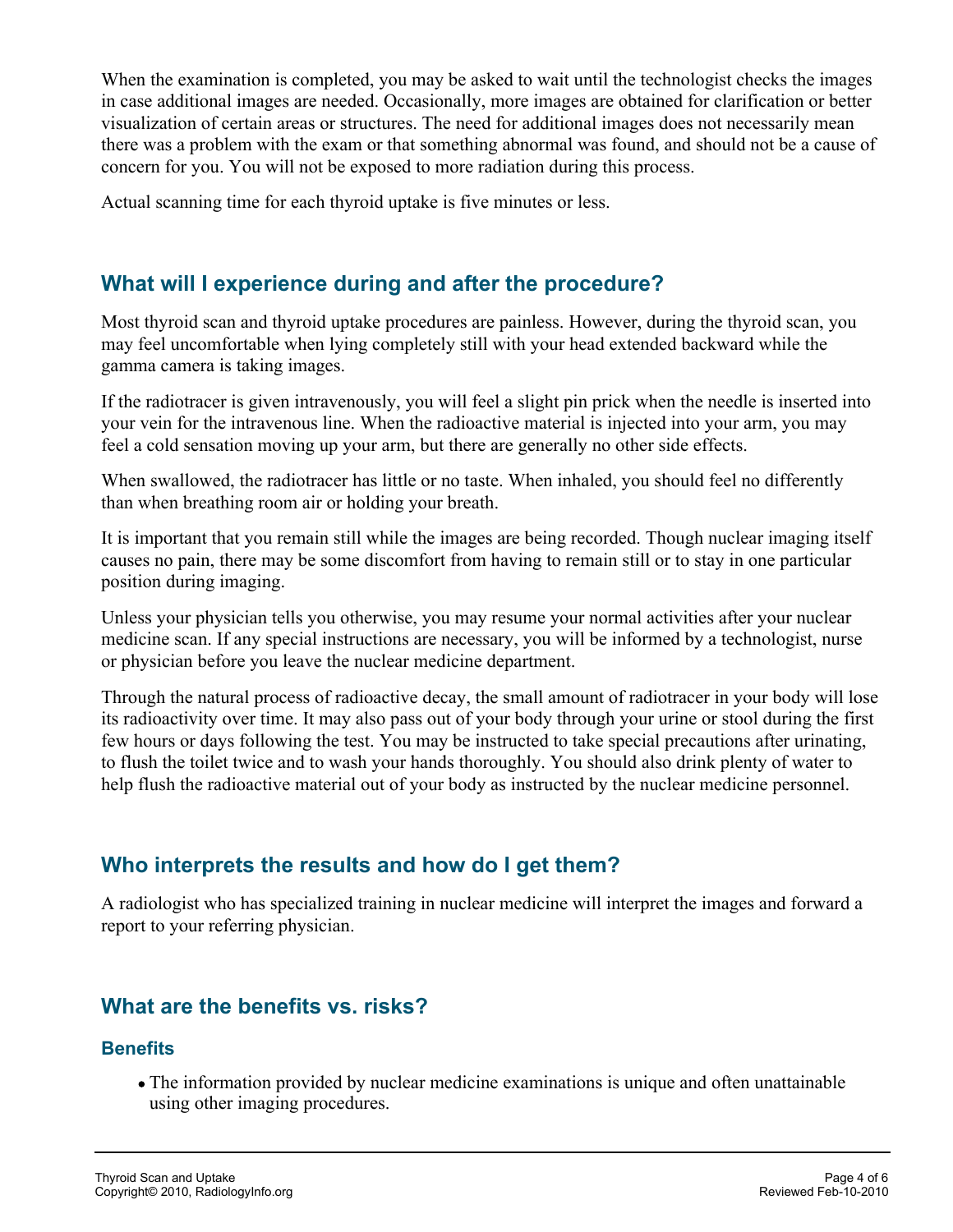When the examination is completed, you may be asked to wait until the technologist checks the images in case additional images are needed. Occasionally, more images are obtained for clarification or better visualization of certain areas or structures. The need for additional images does not necessarily mean there was a problem with the exam or that something abnormal was found, and should not be a cause of concern for you. You will not be exposed to more radiation during this process.

Actual scanning time for each thyroid uptake is five minutes or less.

## What will I experience during and after the procedure?

Most thyroid scan and thyroid uptake procedures are painless. However, during the thyroid scan, you may feel uncomfortable when lying completely still with your head extended backward while the gamma camera is taking images.

If the radiotracer is given intravenously, you will feel a slight pin prick when the needle is inserted into your vein for the intravenous line. When the radioactive material is injected into your arm, you may feel a cold sensation moving up your arm, but there are generally no other side effects.

When swallowed, the radiotracer has little or no taste. When inhaled, you should feel no differently than when breathing room air or holding your breath.

It is important that you remain still while the images are being recorded. Though nuclear imaging itself causes no pain, there may be some discomfort from having to remain still or to stay in one particular position during imaging.

Unless your physician tells you otherwise, you may resume your normal activities after your nuclear medicine scan. If any special instructions are necessary, you will be informed by a technologist, nurse or physician before you leave the nuclear medicine department.

Through the natural process of radioactive decay, the small amount of radiotracer in your body will lose its radioactivity over time. It may also pass out of your body through your urine or stool during the first few hours or days following the test. You may be instructed to take special precautions after urinating, to flush the toilet twice and to wash your hands thoroughly. You should also drink plenty of water to help flush the radioactive material out of your body as instructed by the nuclear medicine personnel.

## Who interprets the results and how do I get them?

A radiologist who has specialized training in nuclear medicine will interpret the images and forward a report to your referring physician.

## What are the benefits vs. risks?

### Benefits

- The information provided by nuclear medicine examinations is unique and often unattainable using other imaging procedures.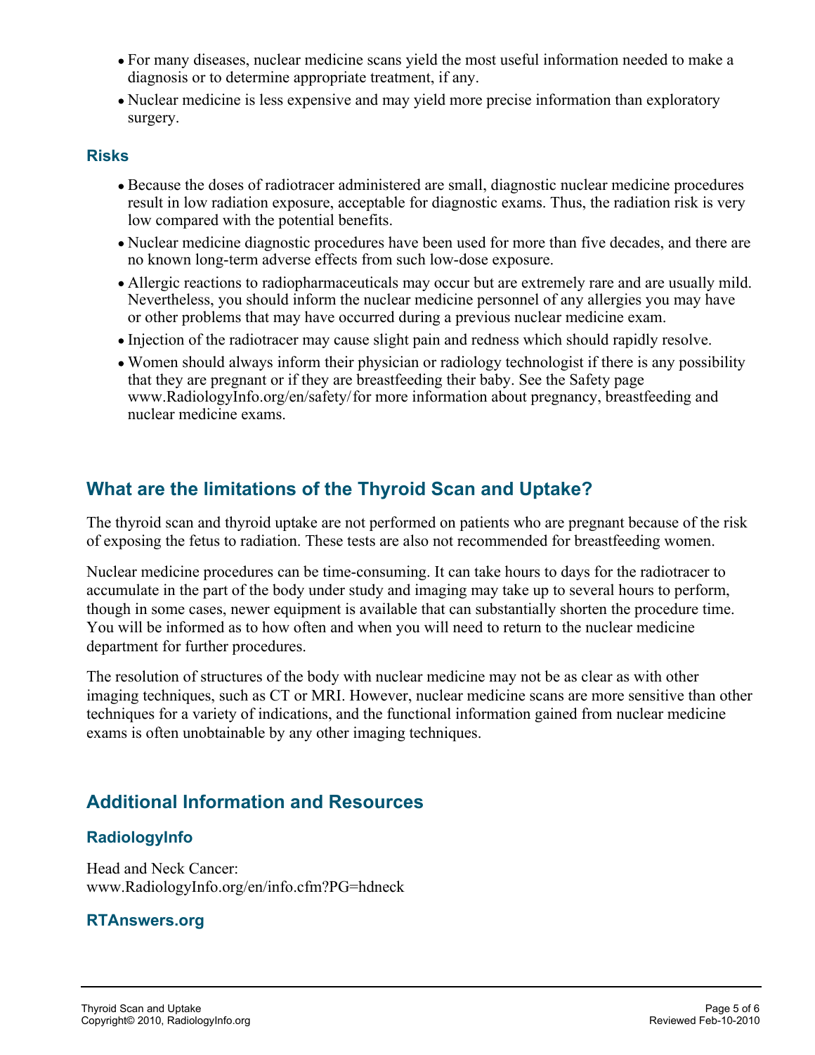- For many diseases, nuclear medicine scans yield the most useful information needed to make a diagnosis or to determine appropriate treatment, if any.
- Nuclear medicine is less expensive and may yield more precise information than exploratory surgery.

### Risks

- Because the doses of radiotracer administered are small, diagnostic nuclear medicine procedures result in low radiation exposure, acceptable for diagnostic exams. Thus, the radiation risk is very low compared with the potential benefits.
- Nuclear medicine diagnostic procedures have been used for more than five decades, and there are no known long-term adverse effects from such low-dose exposure.
- Allergic reactions to radiopharmaceuticals may occur but are extremely rare and are usually mild. Nevertheless, you should inform the nuclear medicine personnel of any allergies you may have or other problems that may have occurred during a previous nuclear medicine exam.
- Injection of the radiotracer may cause slight pain and redness which should rapidly resolve.
- Women should always inform their physician or radiology technologist if there is any possibility that they are pregnant or if they are breastfeeding their baby. See the Safety page www.RadiologyInfo.org/en/safety/ for more information about pregnancy, breastfeeding and nuclear medicine exams.

## What are the limitations of the Thyroid Scan and Uptake?

The thyroid scan and thyroid uptake are not performed on patients who are pregnant because of the risk of exposing the fetus to radiation. These tests are also not recommended for breastfeeding women.

Nuclear medicine procedures can be time-consuming. It can take hours to days for the radiotracer to accumulate in the part of the body under study and imaging may take up to several hours to perform, though in some cases, newer equipment is available that can substantially shorten the procedure time. You will be informed as to how often and when you will need to return to the nuclear medicine department for further procedures.

The resolution of structures of the body with nuclear medicine may not be as clear as with other imaging techniques, such as CT or MRI. However, nuclear medicine scans are more sensitive than other techniques for a variety of indications, and the functional information gained from nuclear medicine exams is often unobtainable by any other imaging techniques.

## Additional Information and Resources

### RadiologyInfo

Head and Neck Cancer:
www.RadiologyInfo.org/en/info.cfm?PG=hdneck

### RTAnswers.org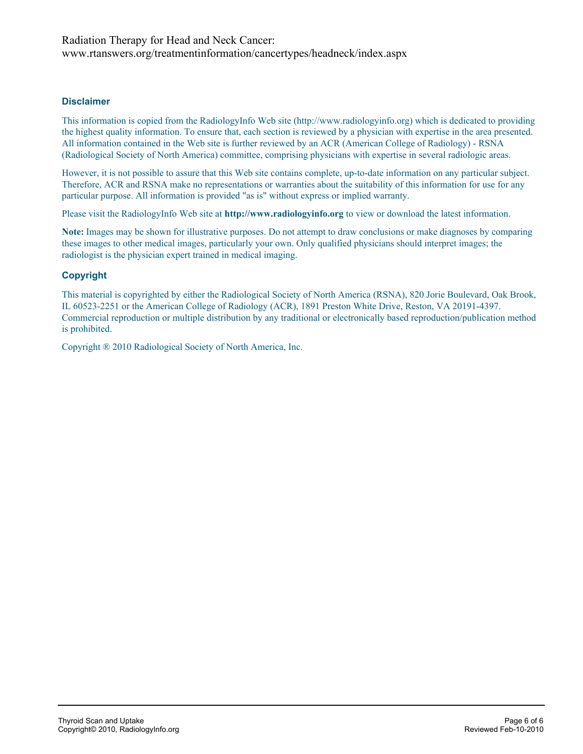Radiation Therapy for Head and Neck Cancer:
www.rtanswers.org/treatmentinformation/cancertypes/headneck/index.aspx

### Disclaimer

This information is copied from the RadiologyInfo Web site (http://www.radiologyinfo.org) which is dedicated to providing the highest quality information. To ensure that, each section is reviewed by a physician with expertise in the area presented. All information contained in the Web site is further reviewed by an ACR (American College of Radiology) - RSNA (Radiological Society of North America) committee, comprising physicians with expertise in several radiologic areas.

However, it is not possible to assure that this Web site contains complete, up-to-date information on any particular subject. Therefore, ACR and RSNA make no representations or warranties about the suitability of this information for use for any particular purpose. All information is provided "as is" without express or implied warranty.

Please visit the RadiologyInfo Web site at **http://www.radiologyinfo.org** to view or download the latest information.

**Note:** Images may be shown for illustrative purposes. Do not attempt to draw conclusions or make diagnoses by comparing these images to other medical images, particularly your own. Only qualified physicians should interpret images; the radiologist is the physician expert trained in medical imaging.

### Copyright

This material is copyrighted by either the Radiological Society of North America (RSNA), 820 Jorie Boulevard, Oak Brook, IL 60523-2251 or the American College of Radiology (ACR), 1891 Preston White Drive, Reston, VA 20191-4397. Commercial reproduction or multiple distribution by any traditional or electronically based reproduction/publication method is prohibited.

Copyright ® 2010 Radiological Society of North America, Inc.